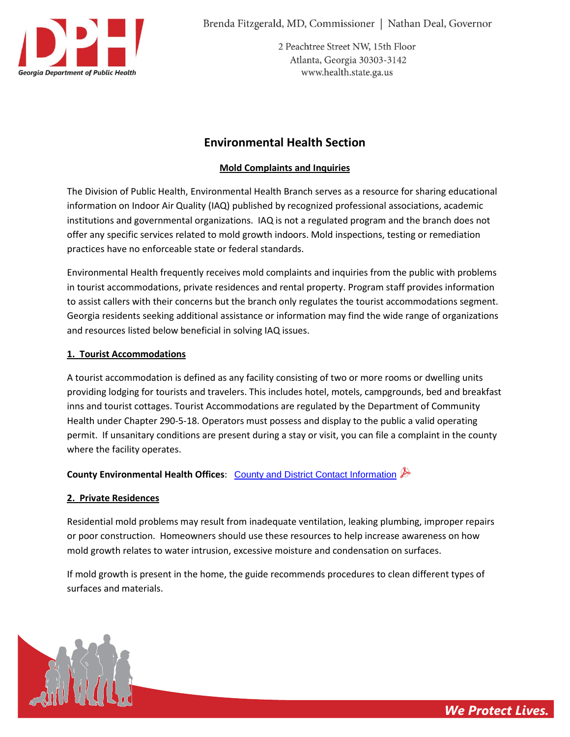Brenda Fitzgerald, MD, Commissioner | Nathan Deal, Governor

2 Peachtree Street NW, 15th Floor
Atlanta, Georgia 30303-3142
www.health.state.ga.us

# Environmental Health Section

## Mold Complaints and Inquiries

The Division of Public Health, Environmental Health Branch serves as a resource for sharing educational information on Indoor Air Quality (IAQ) published by recognized professional associations, academic institutions and governmental organizations. IAQ is not a regulated program and the branch does not offer any specific services related to mold growth indoors. Mold inspections, testing or remediation practices have no enforceable state or federal standards.

Environmental Health frequently receives mold complaints and inquiries from the public with problems in tourist accommodations, private residences and rental property. Program staff provides information to assist callers with their concerns but the branch only regulates the tourist accommodations segment. Georgia residents seeking additional assistance or information may find the wide range of organizations and resources listed below beneficial in solving IAQ issues.

### 1. Tourist Accommodations

A tourist accommodation is defined as any facility consisting of two or more rooms or dwelling units providing lodging for tourists and travelers. This includes hotel, motels, campgrounds, bed and breakfast inns and tourist cottages. Tourist Accommodations are regulated by the Department of Community Health under Chapter 290-5-18. Operators must possess and display to the public a valid operating permit. If unsanitary conditions are present during a stay or visit, you can file a complaint in the county where the facility operates.

**County Environmental Health Offices**: County and District Contact Information

### 2. Private Residences

Residential mold problems may result from inadequate ventilation, leaking plumbing, improper repairs or poor construction. Homeowners should use these resources to help increase awareness on how mold growth relates to water intrusion, excessive moisture and condensation on surfaces.

If mold growth is present in the home, the guide recommends procedures to clean different types of surfaces and materials.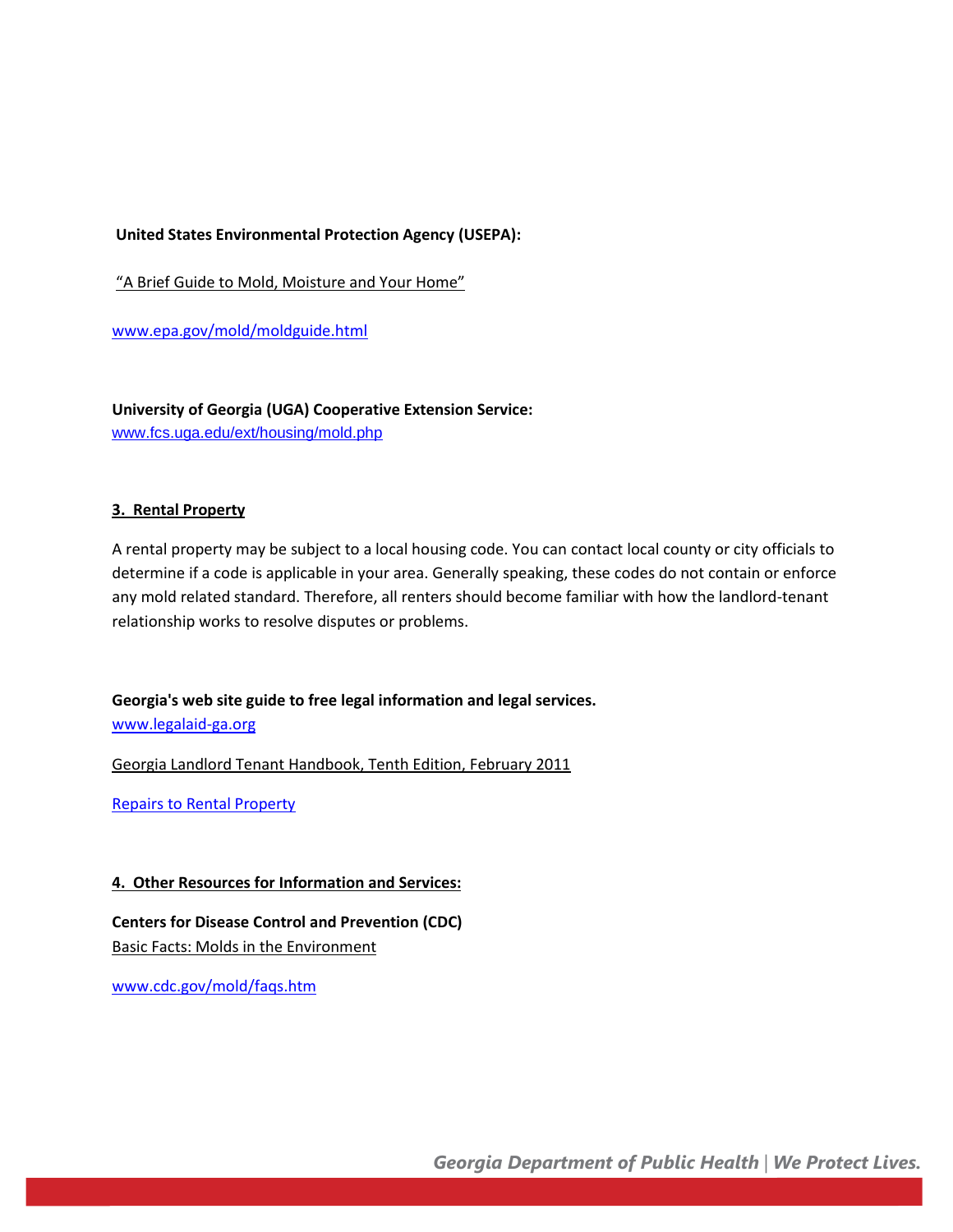**United States Environmental Protection Agency (USEPA):**

"A Brief Guide to Mold, Moisture and Your Home"

www.epa.gov/mold/moldguide.html

**University of Georgia (UGA) Cooperative Extension Service:**
www.fcs.uga.edu/ext/housing/mold.php

## 3. Rental Property

A rental property may be subject to a local housing code. You can contact local county or city officials to determine if a code is applicable in your area. Generally speaking, these codes do not contain or enforce any mold related standard. Therefore, all renters should become familiar with how the landlord-tenant relationship works to resolve disputes or problems.

**Georgia's web site guide to free legal information and legal services.**
www.legalaid-ga.org

Georgia Landlord Tenant Handbook, Tenth Edition, February 2011

Repairs to Rental Property

## 4. Other Resources for Information and Services:

**Centers for Disease Control and Prevention (CDC)**
Basic Facts: Molds in the Environment

www.cdc.gov/mold/faqs.htm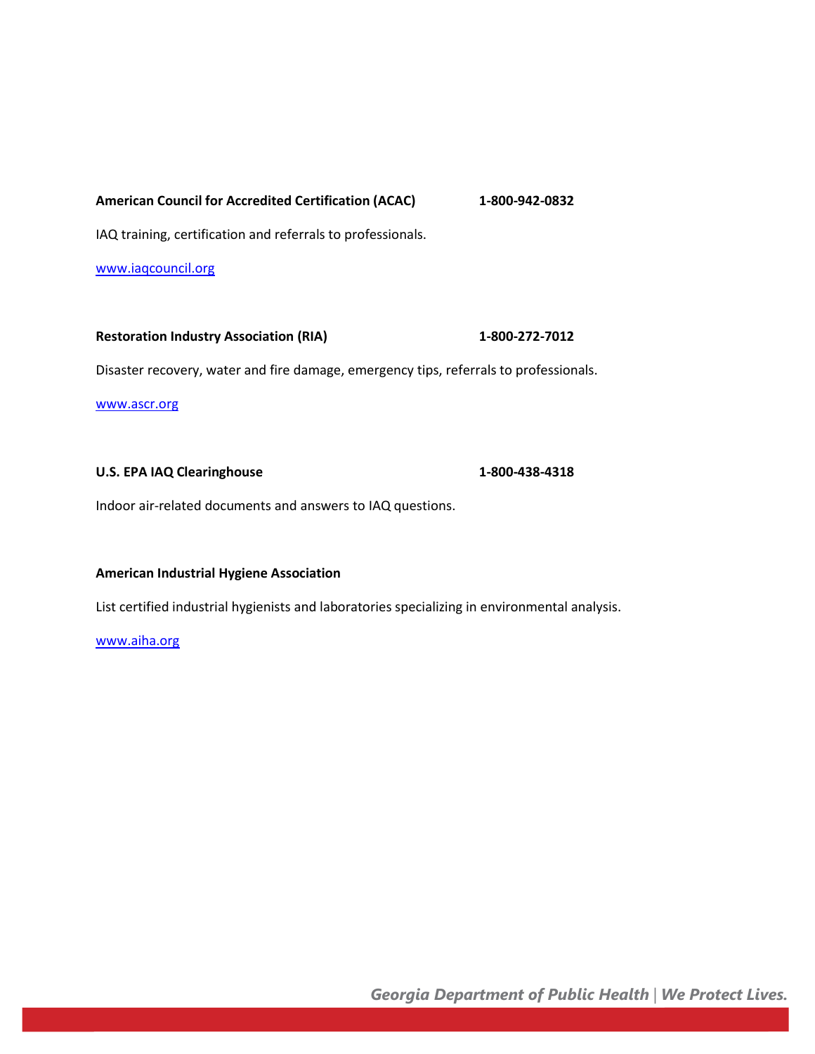**American Council for Accredited Certification (ACAC)** **1-800-942-0832**

IAQ training, certification and referrals to professionals.

[www.iaqcouncil.org](http://www.iaqcouncil.org)

**Restoration Industry Association (RIA)** **1-800-272-7012**

Disaster recovery, water and fire damage, emergency tips, referrals to professionals.

[www.ascr.org](http://www.ascr.org)

**U.S. EPA IAQ Clearinghouse** **1-800-438-4318**

Indoor air-related documents and answers to IAQ questions.

**American Industrial Hygiene Association**

List certified industrial hygienists and laboratories specializing in environmental analysis.

[www.aiha.org](http://www.aiha.org)